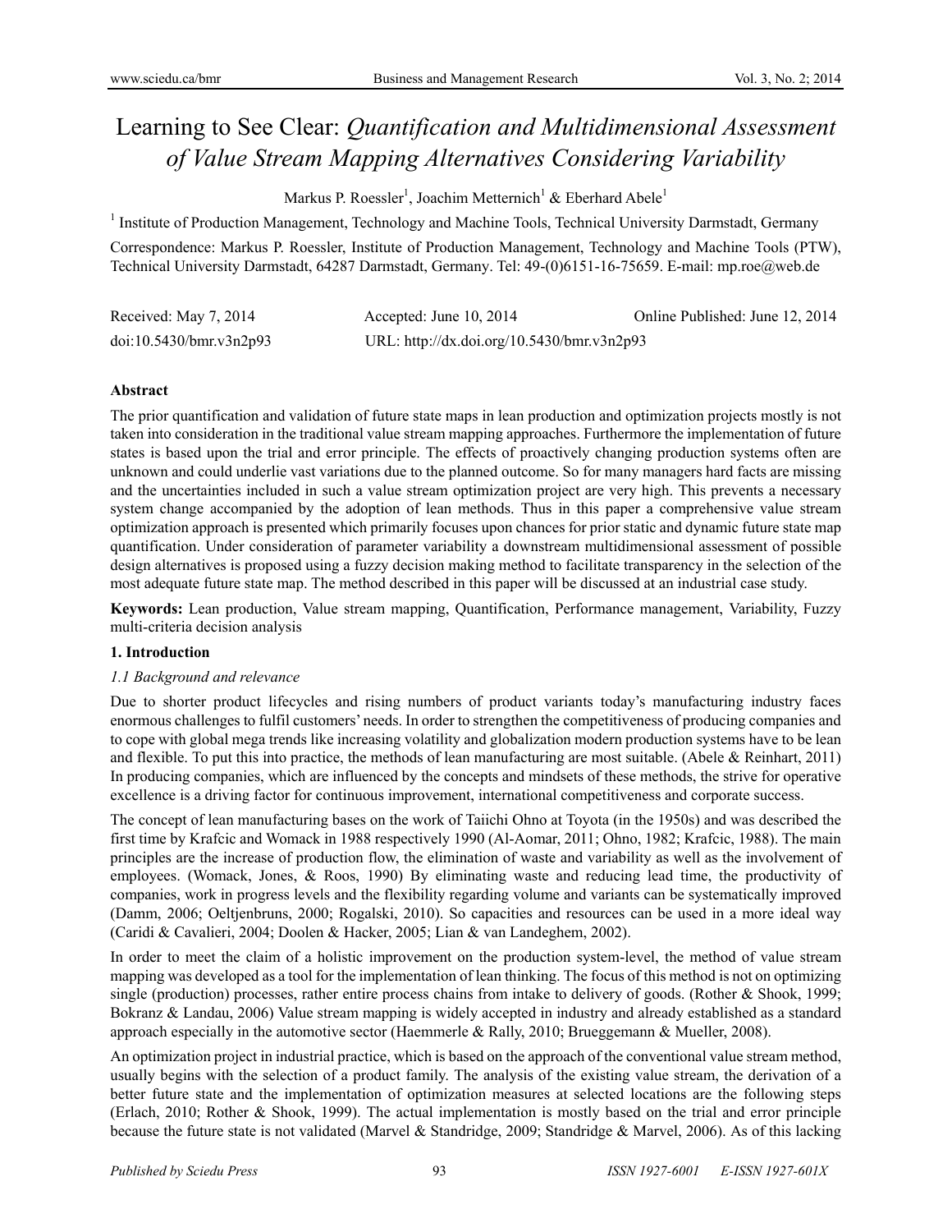# Learning to See Clear: *Quantification and Multidimensional Assessment of Value Stream Mapping Alternatives Considering Variability*

Markus P. Roessler[1], Joachim Metternich[1] & Eberhard Abele[1]

[1] Institute of Production Management, Technology and Machine Tools, Technical University Darmstadt, Germany

Correspondence: Markus P. Roessler, Institute of Production Management, Technology and Machine Tools (PTW), Technical University Darmstadt, 64287 Darmstadt, Germany. Tel: 49-(0)6151-16-75659. E-mail: mp.roe@web.de

Received: May 7, 2014 Accepted: June 10, 2014 Online Published: June 12, 2014

doi:10.5430/bmr.v3n2p93 URL: http://dx.doi.org/10.5430/bmr.v3n2p93

**Abstract**

The prior quantification and validation of future state maps in lean production and optimization projects mostly is not taken into consideration in the traditional value stream mapping approaches. Furthermore the implementation of future states is based upon the trial and error principle. The effects of proactively changing production systems often are unknown and could underlie vast variations due to the planned outcome. So for many managers hard facts are missing and the uncertainties included in such a value stream optimization project are very high. This prevents a necessary system change accompanied by the adoption of lean methods. Thus in this paper a comprehensive value stream optimization approach is presented which primarily focuses upon chances for prior static and dynamic future state map quantification. Under consideration of parameter variability a downstream multidimensional assessment of possible design alternatives is proposed using a fuzzy decision making method to facilitate transparency in the selection of the most adequate future state map. The method described in this paper will be discussed at an industrial case study.

**Keywords:** Lean production, Value stream mapping, Quantification, Performance management, Variability, Fuzzy multi-criteria decision analysis

## 1. Introduction

### *1.1 Background and relevance*

Due to shorter product lifecycles and rising numbers of product variants today's manufacturing industry faces enormous challenges to fulfil customers' needs. In order to strengthen the competitiveness of producing companies and to cope with global mega trends like increasing volatility and globalization modern production systems have to be lean and flexible. To put this into practice, the methods of lean manufacturing are most suitable. (Abele & Reinhart, 2011) In producing companies, which are influenced by the concepts and mindsets of these methods, the strive for operative excellence is a driving factor for continuous improvement, international competitiveness and corporate success.

The concept of lean manufacturing bases on the work of Taiichi Ohno at Toyota (in the 1950s) and was described the first time by Krafcic and Womack in 1988 respectively 1990 (Al-Aomar, 2011; Ohno, 1982; Krafcic, 1988). The main principles are the increase of production flow, the elimination of waste and variability as well as the involvement of employees. (Womack, Jones, & Roos, 1990) By eliminating waste and reducing lead time, the productivity of companies, work in progress levels and the flexibility regarding volume and variants can be systematically improved (Damm, 2006; Oeltjenbruns, 2000; Rogalski, 2010). So capacities and resources can be used in a more ideal way (Caridi & Cavalieri, 2004; Doolen & Hacker, 2005; Lian & van Landeghem, 2002).

In order to meet the claim of a holistic improvement on the production system-level, the method of value stream mapping was developed as a tool for the implementation of lean thinking. The focus of this method is not on optimizing single (production) processes, rather entire process chains from intake to delivery of goods. (Rother & Shook, 1999; Bokranz & Landau, 2006) Value stream mapping is widely accepted in industry and already established as a standard approach especially in the automotive sector (Haemmerle & Rally, 2010; Brueggemann & Mueller, 2008).

An optimization project in industrial practice, which is based on the approach of the conventional value stream method, usually begins with the selection of a product family. The analysis of the existing value stream, the derivation of a better future state and the implementation of optimization measures at selected locations are the following steps (Erlach, 2010; Rother & Shook, 1999). The actual implementation is mostly based on the trial and error principle because the future state is not validated (Marvel & Standridge, 2009; Standridge & Marvel, 2006). As of this lacking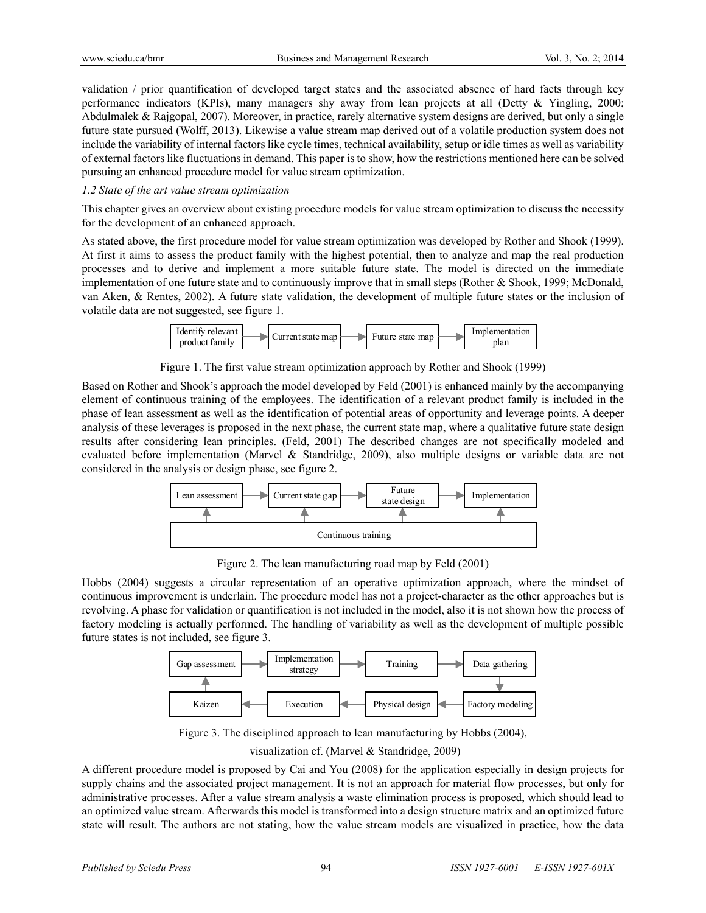validation / prior quantification of developed target states and the associated absence of hard facts through key performance indicators (KPIs), many managers shy away from lean projects at all (Detty & Yingling, 2000; Abdulmalek & Rajgopal, 2007). Moreover, in practice, rarely alternative system designs are derived, but only a single future state pursued (Wolff, 2013). Likewise a value stream map derived out of a volatile production system does not include the variability of internal factors like cycle times, technical availability, setup or idle times as well as variability of external factors like fluctuations in demand. This paper is to show, how the restrictions mentioned here can be solved pursuing an enhanced procedure model for value stream optimization.

### *1.2 State of the art value stream optimization*

This chapter gives an overview about existing procedure models for value stream optimization to discuss the necessity for the development of an enhanced approach.

As stated above, the first procedure model for value stream optimization was developed by Rother and Shook (1999). At first it aims to assess the product family with the highest potential, then to analyze and map the real production processes and to derive and implement a more suitable future state. The model is directed on the immediate implementation of one future state and to continuously improve that in small steps (Rother & Shook, 1999; McDonald, van Aken, & Rentes, 2002). A future state validation, the development of multiple future states or the inclusion of volatile data are not suggested, see figure 1.

Identify relevant product family → Current state map → Future state map → Implementation plan

Figure 1. The first value stream optimization approach by Rother and Shook (1999)

Based on Rother and Shook's approach the model developed by Feld (2001) is enhanced mainly by the accompanying element of continuous training of the employees. The identification of a relevant product family is included in the phase of lean assessment as well as the identification of potential areas of opportunity and leverage points. A deeper analysis of these leverages is proposed in the next phase, the current state map, where a qualitative future state design results after considering lean principles. (Feld, 2001) The described changes are not specifically modeled and evaluated before implementation (Marvel & Standridge, 2009), also multiple designs or variable data are not considered in the analysis or design phase, see figure 2.

Lean assessment → Current state gap → Future state design → Implementation

Continuous training

Figure 2. The lean manufacturing road map by Feld (2001)

Hobbs (2004) suggests a circular representation of an operative optimization approach, where the mindset of continuous improvement is underlain. The procedure model has not a project-character as the other approaches but is revolving. A phase for validation or quantification is not included in the model, also it is not shown how the process of factory modeling is actually performed. The handling of variability as well as the development of multiple possible future states is not included, see figure 3.

Gap assessment → Implementation strategy → Training → Data gathering → Factory modeling → Physical design → Execution → Kaizen → Gap assessment

Figure 3. The disciplined approach to lean manufacturing by Hobbs (2004), visualization cf. (Marvel & Standridge, 2009)

A different procedure model is proposed by Cai and You (2008) for the application especially in design projects for supply chains and the associated project management. It is not an approach for material flow processes, but only for administrative processes. After a value stream analysis a waste elimination process is proposed, which should lead to an optimized value stream. Afterwards this model is transformed into a design structure matrix and an optimized future state will result. The authors are not stating, how the value stream models are visualized in practice, how the data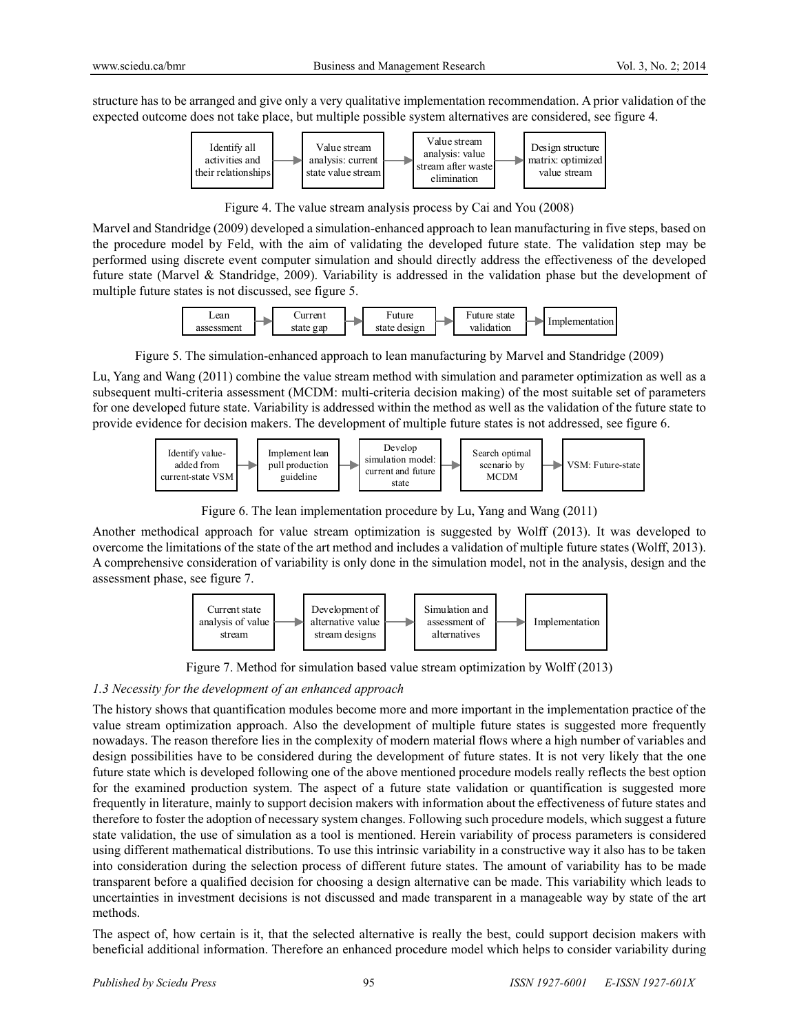structure has to be arranged and give only a very qualitative implementation recommendation. A prior validation of the expected outcome does not take place, but multiple possible system alternatives are considered, see figure 4.

Identify all activities and their relationships → Value stream analysis: current state value stream → Value stream analysis: value stream after waste elimination → Design structure matrix: optimized value stream

Figure 4. The value stream analysis process by Cai and You (2008)

Marvel and Standridge (2009) developed a simulation-enhanced approach to lean manufacturing in five steps, based on the procedure model by Feld, with the aim of validating the developed future state. The validation step may be performed using discrete event computer simulation and should directly address the effectiveness of the developed future state (Marvel & Standridge, 2009). Variability is addressed in the validation phase but the development of multiple future states is not discussed, see figure 5.

Lean assessment → Current state gap → Future state design → Future state validation → Implementation

Figure 5. The simulation-enhanced approach to lean manufacturing by Marvel and Standridge (2009)

Lu, Yang and Wang (2011) combine the value stream method with simulation and parameter optimization as well as a subsequent multi-criteria assessment (MCDM: multi-criteria decision making) of the most suitable set of parameters for one developed future state. Variability is addressed within the method as well as the validation of the future state to provide evidence for decision makers. The development of multiple future states is not addressed, see figure 6.

Identify value-added from current-state VSM → Implement lean pull production guideline → Develop simulation model: current and future state → Search optimal scenario by MCDM → VSM: Future-state

Figure 6. The lean implementation procedure by Lu, Yang and Wang (2011)

Another methodical approach for value stream optimization is suggested by Wolff (2013). It was developed to overcome the limitations of the state of the art method and includes a validation of multiple future states (Wolff, 2013). A comprehensive consideration of variability is only done in the simulation model, not in the analysis, design and the assessment phase, see figure 7.

Current state analysis of value stream → Development of alternative value stream designs → Simulation and assessment of alternatives → Implementation

Figure 7. Method for simulation based value stream optimization by Wolff (2013)

### *1.3 Necessity for the development of an enhanced approach*

The history shows that quantification modules become more and more important in the implementation practice of the value stream optimization approach. Also the development of multiple future states is suggested more frequently nowadays. The reason therefore lies in the complexity of modern material flows where a high number of variables and design possibilities have to be considered during the development of future states. It is not very likely that the one future state which is developed following one of the above mentioned procedure models really reflects the best option for the examined production system. The aspect of a future state validation or quantification is suggested more frequently in literature, mainly to support decision makers with information about the effectiveness of future states and therefore to foster the adoption of necessary system changes. Following such procedure models, which suggest a future state validation, the use of simulation as a tool is mentioned. Herein variability of process parameters is considered using different mathematical distributions. To use this intrinsic variability in a constructive way it also has to be taken into consideration during the selection process of different future states. The amount of variability has to be made transparent before a qualified decision for choosing a design alternative can be made. This variability which leads to uncertainties in investment decisions is not discussed and made transparent in a manageable way by state of the art methods.

The aspect of, how certain is it, that the selected alternative is really the best, could support decision makers with beneficial additional information. Therefore an enhanced procedure model which helps to consider variability during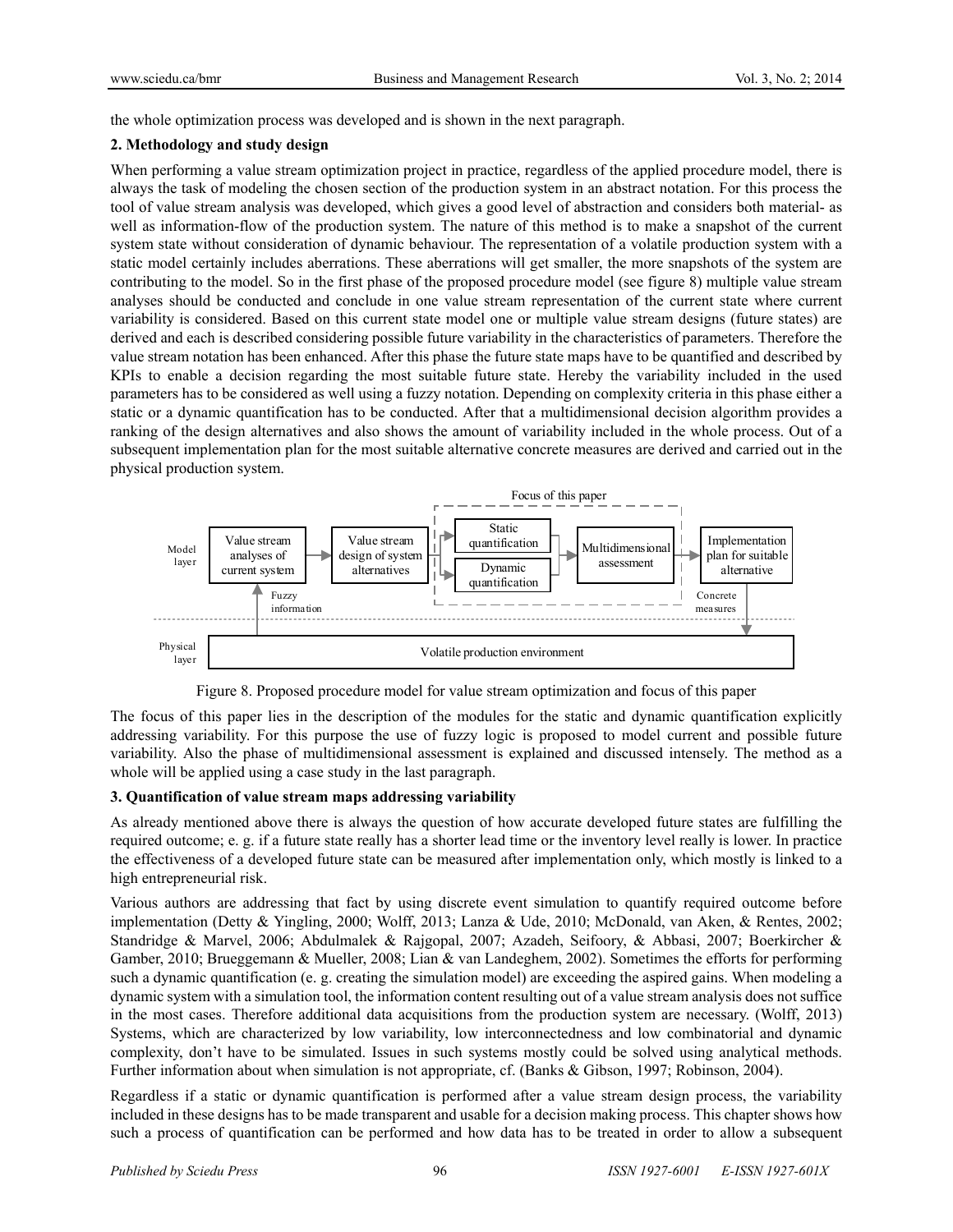the whole optimization process was developed and is shown in the next paragraph.

## 2. Methodology and study design

When performing a value stream optimization project in practice, regardless of the applied procedure model, there is always the task of modeling the chosen section of the production system in an abstract notation. For this process the tool of value stream analysis was developed, which gives a good level of abstraction and considers both material- as well as information-flow of the production system. The nature of this method is to make a snapshot of the current system state without consideration of dynamic behaviour. The representation of a volatile production system with a static model certainly includes aberrations. These aberrations will get smaller, the more snapshots of the system are contributing to the model. So in the first phase of the proposed procedure model (see figure 8) multiple value stream analyses should be conducted and conclude in one value stream representation of the current state where current variability is considered. Based on this current state model one or multiple value stream designs (future states) are derived and each is described considering possible future variability in the characteristics of parameters. Therefore the value stream notation has been enhanced. After this phase the future state maps have to be quantified and described by KPIs to enable a decision regarding the most suitable future state. Hereby the variability included in the used parameters has to be considered as well using a fuzzy notation. Depending on complexity criteria in this phase either a static or a dynamic quantification has to be conducted. After that a multidimensional decision algorithm provides a ranking of the design alternatives and also shows the amount of variability included in the whole process. Out of a subsequent implementation plan for the most suitable alternative concrete measures are derived and carried out in the physical production system.

Focus of this paper

Model layer

Value stream analyses of current system

Value stream design of system alternatives

Static quantification

Dynamic quantification

Multidimensional assessment

Implementation plan for suitable alternative

Fuzzy information

Concrete measures

Physical layer

Volatile production environment

Figure 8. Proposed procedure model for value stream optimization and focus of this paper

The focus of this paper lies in the description of the modules for the static and dynamic quantification explicitly addressing variability. For this purpose the use of fuzzy logic is proposed to model current and possible future variability. Also the phase of multidimensional assessment is explained and discussed intensely. The method as a whole will be applied using a case study in the last paragraph.

## 3. Quantification of value stream maps addressing variability

As already mentioned above there is always the question of how accurate developed future states are fulfilling the required outcome; e. g. if a future state really has a shorter lead time or the inventory level really is lower. In practice the effectiveness of a developed future state can be measured after implementation only, which mostly is linked to a high entrepreneurial risk.

Various authors are addressing that fact by using discrete event simulation to quantify required outcome before implementation (Detty & Yingling, 2000; Wolff, 2013; Lanza & Ude, 2010; McDonald, van Aken, & Rentes, 2002; Standridge & Marvel, 2006; Abdulmalek & Rajgopal, 2007; Azadeh, Seifoory, & Abbasi, 2007; Boerkircher & Gamber, 2010; Brueggemann & Mueller, 2008; Lian & van Landeghem, 2002). Sometimes the efforts for performing such a dynamic quantification (e. g. creating the simulation model) are exceeding the aspired gains. When modeling a dynamic system with a simulation tool, the information content resulting out of a value stream analysis does not suffice in the most cases. Therefore additional data acquisitions from the production system are necessary. (Wolff, 2013) Systems, which are characterized by low variability, low interconnectedness and low combinatorial and dynamic complexity, don't have to be simulated. Issues in such systems mostly could be solved using analytical methods. Further information about when simulation is not appropriate, cf. (Banks & Gibson, 1997; Robinson, 2004).

Regardless if a static or dynamic quantification is performed after a value stream design process, the variability included in these designs has to be made transparent and usable for a decision making process. This chapter shows how such a process of quantification can be performed and how data has to be treated in order to allow a subsequent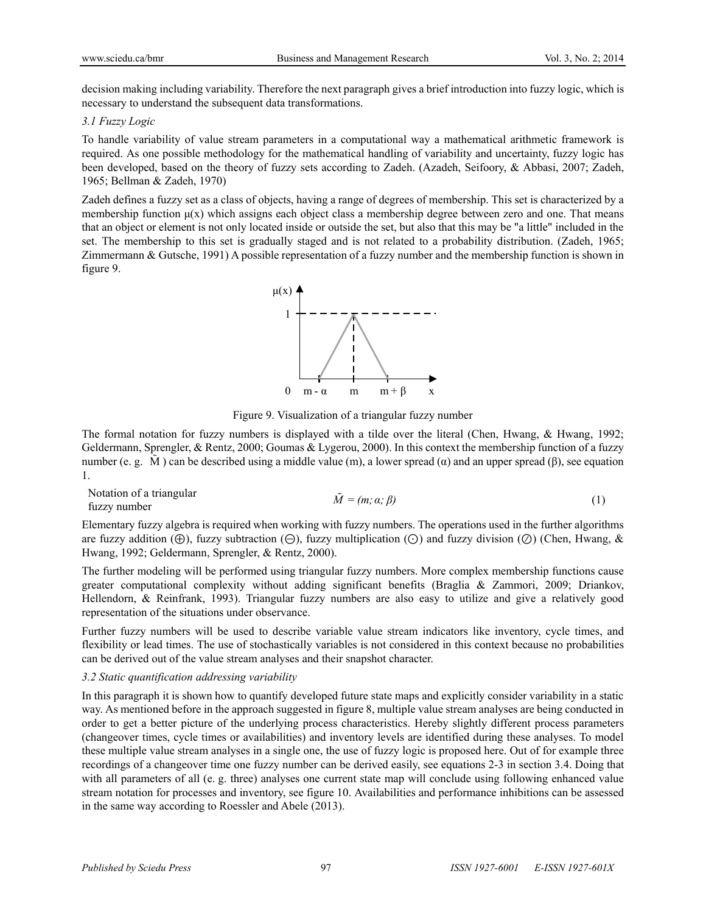decision making including variability. Therefore the next paragraph gives a brief introduction into fuzzy logic, which is necessary to understand the subsequent data transformations.

### *3.1 Fuzzy Logic*

To handle variability of value stream parameters in a computational way a mathematical arithmetic framework is required. As one possible methodology for the mathematical handling of variability and uncertainty, fuzzy logic has been developed, based on the theory of fuzzy sets according to Zadeh. (Azadeh, Seifoory, & Abbasi, 2007; Zadeh, 1965; Bellman & Zadeh, 1970)

Zadeh defines a fuzzy set as a class of objects, having a range of degrees of membership. This set is characterized by a membership function $\mu(x)$ which assigns each object class a membership degree between zero and one. That means that an object or element is not only located inside or outside the set, but also that this may be "a little" included in the set. The membership to this set is gradually staged and is not related to a probability distribution. (Zadeh, 1965; Zimmermann & Gutsche, 1991) A possible representation of a fuzzy number and the membership function is shown in figure 9.

Figure 9. Visualization of a triangular fuzzy number

The formal notation for fuzzy numbers is displayed with a tilde over the literal (Chen, Hwang, & Hwang, 1992; Geldermann, Sprengler, & Rentz, 2000; Goumas & Lygerou, 2000). In this context the membership function of a fuzzy number (e. g. $\tilde{M}$) can be described using a middle value (m), a lower spread ($\alpha$) and an upper spread ($\beta$), see equation 1.

Notation of a triangular fuzzy number

$$\tilde{M} = (m; \alpha; \beta) \tag{1}$$

Elementary fuzzy algebra is required when working with fuzzy numbers. The operations used in the further algorithms are fuzzy addition ($\oplus$), fuzzy subtraction ($\ominus$), fuzzy multiplication ($\odot$) and fuzzy division ($\oslash$) (Chen, Hwang, & Hwang, 1992; Geldermann, Sprengler, & Rentz, 2000).

The further modeling will be performed using triangular fuzzy numbers. More complex membership functions cause greater computational complexity without adding significant benefits (Braglia & Zammori, 2009; Driankov, Hellendorn, & Reinfrank, 1993). Triangular fuzzy numbers are also easy to utilize and give a relatively good representation of the situations under observance.

Further fuzzy numbers will be used to describe variable value stream indicators like inventory, cycle times, and flexibility or lead times. The use of stochastically variables is not considered in this context because no probabilities can be derived out of the value stream analyses and their snapshot character.

### *3.2 Static quantification addressing variability*

In this paragraph it is shown how to quantify developed future state maps and explicitly consider variability in a static way. As mentioned before in the approach suggested in figure 8, multiple value stream analyses are being conducted in order to get a better picture of the underlying process characteristics. Hereby slightly different process parameters (changeover times, cycle times or availabilities) and inventory levels are identified during these analyses. To model these multiple value stream analyses in a single one, the use of fuzzy logic is proposed here. Out of for example three recordings of a changeover time one fuzzy number can be derived easily, see equations 2-3 in section 3.4. Doing that with all parameters of all (e. g. three) analyses one current state map will conclude using following enhanced value stream notation for processes and inventory, see figure 10. Availabilities and performance inhibitions can be assessed in the same way according to Roessler and Abele (2013).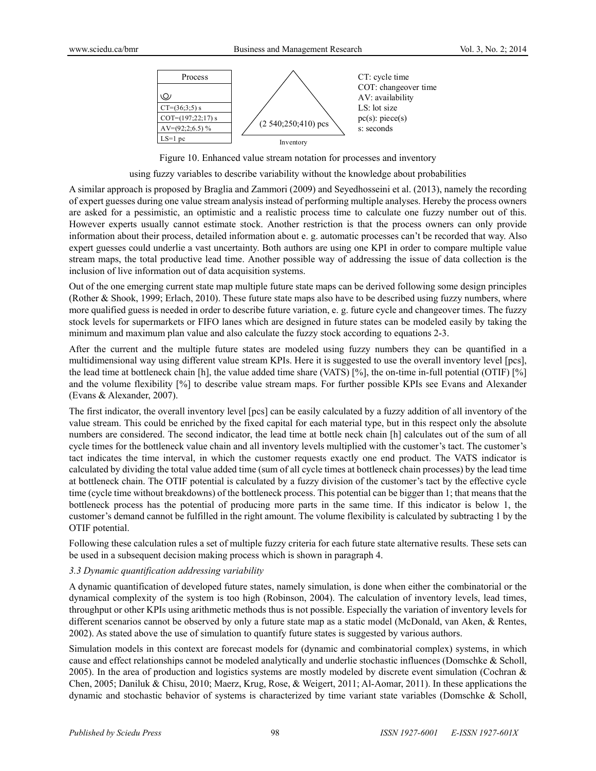| Process |
| --- |
| ◎ |
| CT=(36;3;5) s |
| COT=(197;22;17) s |
| AV=(92;2;6.5) % |
| LS=1 pc |

Inventory: (2 540;250;410) pcs

CT: cycle time
COT: changeover time
AV: availability
LS: lot size
pc(s): piece(s)
s: seconds

Figure 10. Enhanced value stream notation for processes and inventory using fuzzy variables to describe variability without the knowledge about probabilities

A similar approach is proposed by Braglia and Zammori (2009) and Seyedhosseini et al. (2013), namely the recording of expert guesses during one value stream analysis instead of performing multiple analyses. Hereby the process owners are asked for a pessimistic, an optimistic and a realistic process time to calculate one fuzzy number out of this. However experts usually cannot estimate stock. Another restriction is that the process owners can only provide information about their process, detailed information about e. g. automatic processes can't be recorded that way. Also expert guesses could underlie a vast uncertainty. Both authors are using one KPI in order to compare multiple value stream maps, the total productive lead time. Another possible way of addressing the issue of data collection is the inclusion of live information out of data acquisition systems.

Out of the one emerging current state map multiple future state maps can be derived following some design principles (Rother & Shook, 1999; Erlach, 2010). These future state maps also have to be described using fuzzy numbers, where more qualified guess is needed in order to describe future variation, e. g. future cycle and changeover times. The fuzzy stock levels for supermarkets or FIFO lanes which are designed in future states can be modeled easily by taking the minimum and maximum plan value and also calculate the fuzzy stock according to equations 2-3.

After the current and the multiple future states are modeled using fuzzy numbers they can be quantified in a multidimensional way using different value stream KPIs. Here it is suggested to use the overall inventory level [pcs], the lead time at bottleneck chain [h], the value added time share (VATS) [%], the on-time in-full potential (OTIF) [%] and the volume flexibility [%] to describe value stream maps. For further possible KPIs see Evans and Alexander (Evans & Alexander, 2007).

The first indicator, the overall inventory level [pcs] can be easily calculated by a fuzzy addition of all inventory of the value stream. This could be enriched by the fixed capital for each material type, but in this respect only the absolute numbers are considered. The second indicator, the lead time at bottle neck chain [h] calculates out of the sum of all cycle times for the bottleneck value chain and all inventory levels multiplied with the customer's tact. The customer's tact indicates the time interval, in which the customer requests exactly one end product. The VATS indicator is calculated by dividing the total value added time (sum of all cycle times at bottleneck chain processes) by the lead time at bottleneck chain. The OTIF potential is calculated by a fuzzy division of the customer's tact by the effective cycle time (cycle time without breakdowns) of the bottleneck process. This potential can be bigger than 1; that means that the bottleneck process has the potential of producing more parts in the same time. If this indicator is below 1, the customer's demand cannot be fulfilled in the right amount. The volume flexibility is calculated by subtracting 1 by the OTIF potential.

Following these calculation rules a set of multiple fuzzy criteria for each future state alternative results. These sets can be used in a subsequent decision making process which is shown in paragraph 4.

### *3.3 Dynamic quantification addressing variability*

A dynamic quantification of developed future states, namely simulation, is done when either the combinatorial or the dynamical complexity of the system is too high (Robinson, 2004). The calculation of inventory levels, lead times, throughput or other KPIs using arithmetic methods thus is not possible. Especially the variation of inventory levels for different scenarios cannot be observed by only a future state map as a static model (McDonald, van Aken, & Rentes, 2002). As stated above the use of simulation to quantify future states is suggested by various authors.

Simulation models in this context are forecast models for (dynamic and combinatorial complex) systems, in which cause and effect relationships cannot be modeled analytically and underlie stochastic influences (Domschke & Scholl, 2005). In the area of production and logistics systems are mostly modeled by discrete event simulation (Cochran & Chen, 2005; Daniluk & Chisu, 2010; Maerz, Krug, Rose, & Weigert, 2011; Al-Aomar, 2011). In these applications the dynamic and stochastic behavior of systems is characterized by time variant state variables (Domschke & Scholl,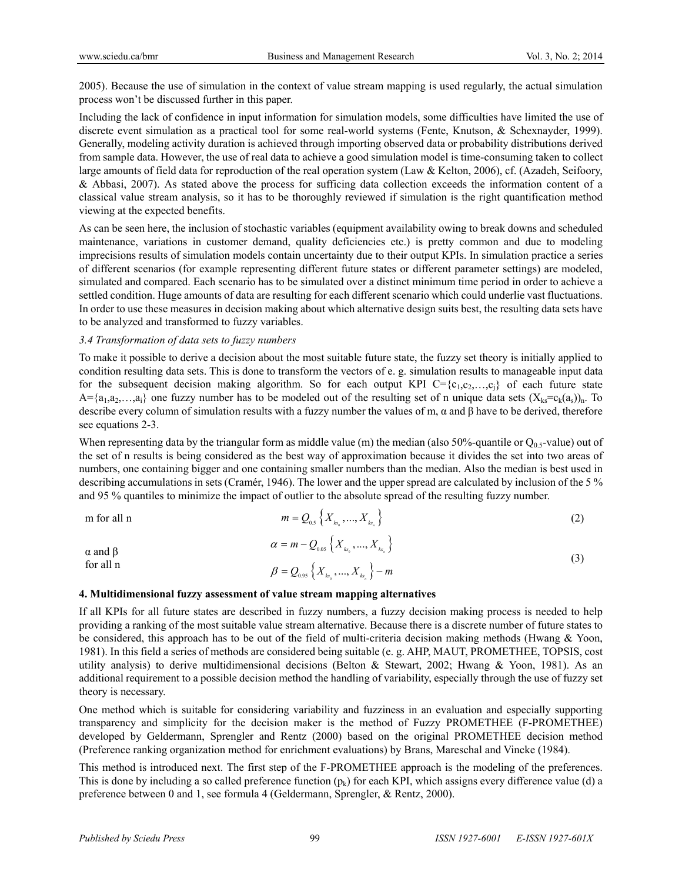2005). Because the use of simulation in the context of value stream mapping is used regularly, the actual simulation process won't be discussed further in this paper.

Including the lack of confidence in input information for simulation models, some difficulties have limited the use of discrete event simulation as a practical tool for some real-world systems (Fente, Knutson, & Schexnayder, 1999). Generally, modeling activity duration is achieved through importing observed data or probability distributions derived from sample data. However, the use of real data to achieve a good simulation model is time-consuming taken to collect large amounts of field data for reproduction of the real operation system (Law & Kelton, 2006), cf. (Azadeh, Seifoory, & Abbasi, 2007). As stated above the process for sufficing data collection exceeds the information content of a classical value stream analysis, so it has to be thoroughly reviewed if simulation is the right quantification method viewing at the expected benefits.

As can be seen here, the inclusion of stochastic variables (equipment availability owing to break downs and scheduled maintenance, variations in customer demand, quality deficiencies etc.) is pretty common and due to modeling imprecisions results of simulation models contain uncertainty due to their output KPIs. In simulation practice a series of different scenarios (for example representing different future states or different parameter settings) are modeled, simulated and compared. Each scenario has to be simulated over a distinct minimum time period in order to achieve a settled condition. Huge amounts of data are resulting for each different scenario which could underlie vast fluctuations. In order to use these measures in decision making about which alternative design suits best, the resulting data sets have to be analyzed and transformed to fuzzy variables.

### *3.4 Transformation of data sets to fuzzy numbers*

To make it possible to derive a decision about the most suitable future state, the fuzzy set theory is initially applied to condition resulting data sets. This is done to transform the vectors of e. g. simulation results to manageable input data for the subsequent decision making algorithm. So for each output KPI $C=\{c_1,c_2,\ldots,c_j\}$ of each future state $A=\{a_1,a_2,\ldots,a_i\}$ one fuzzy number has to be modeled out of the resulting set of n unique data sets $(X_{ks}=c_k(a_s))_n$. To describe every column of simulation results with a fuzzy number the values of m, α and β have to be derived, therefore see equations 2-3.

When representing data by the triangular form as middle value (m) the median (also 50%-quantile or $Q_{0.5}$-value) out of the set of n results is being considered as the best way of approximation because it divides the set into two areas of numbers, one containing bigger and one containing smaller numbers than the median. Also the median is best used in describing accumulations in sets (Cramér, 1946). The lower and the upper spread are calculated by inclusion of the 5 % and 95 % quantiles to minimize the impact of outlier to the absolute spread of the resulting fuzzy number.

m for all n
$$m = Q_{0.5}\left\{X_{ks_0},\ldots,X_{ks_n}\right\} \tag{2}$$

α and β for all n
$$\alpha = m - Q_{0.05}\left\{X_{ks_0},\ldots,X_{ks_n}\right\}$$
$$\beta = Q_{0.95}\left\{X_{ks_0},\ldots,X_{ks_n}\right\} - m \tag{3}$$

## 4. Multidimensional fuzzy assessment of value stream mapping alternatives

If all KPIs for all future states are described in fuzzy numbers, a fuzzy decision making process is needed to help providing a ranking of the most suitable value stream alternative. Because there is a discrete number of future states to be considered, this approach has to be out of the field of multi-criteria decision making methods (Hwang & Yoon, 1981). In this field a series of methods are considered being suitable (e. g. AHP, MAUT, PROMETHEE, TOPSIS, cost utility analysis) to derive multidimensional decisions (Belton & Stewart, 2002; Hwang & Yoon, 1981). As an additional requirement to a possible decision method the handling of variability, especially through the use of fuzzy set theory is necessary.

One method which is suitable for considering variability and fuzziness in an evaluation and especially supporting transparency and simplicity for the decision maker is the method of Fuzzy PROMETHEE (F-PROMETHEE) developed by Geldermann, Sprengler and Rentz (2000) based on the original PROMETHEE decision method (Preference ranking organization method for enrichment evaluations) by Brans, Mareschal and Vincke (1984).

This method is introduced next. The first step of the F-PROMETHEE approach is the modeling of the preferences. This is done by including a so called preference function ($p_k$) for each KPI, which assigns every difference value (d) a preference between 0 and 1, see formula 4 (Geldermann, Sprengler, & Rentz, 2000).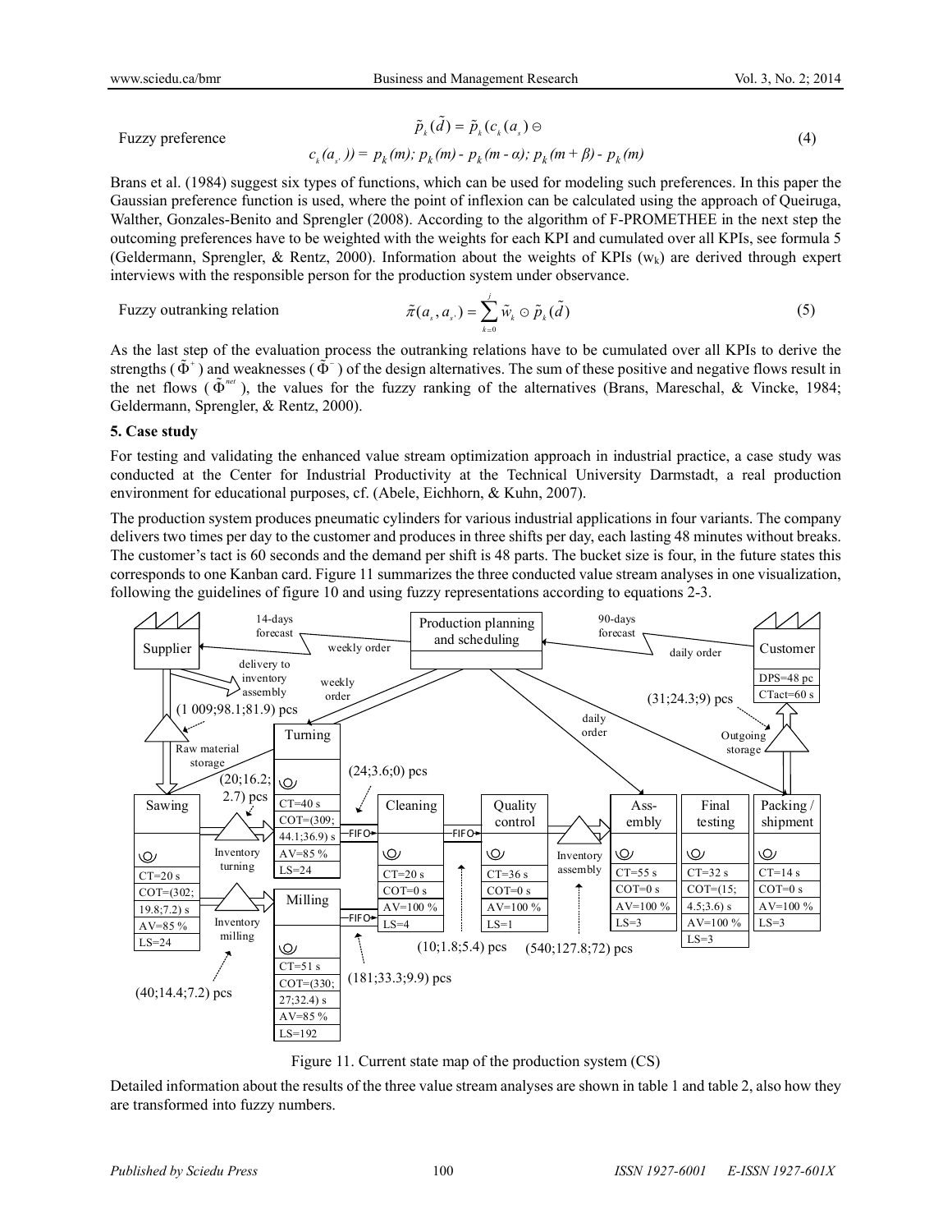Fuzzy preference

$$\tilde{p}_k(\tilde{d}) = \tilde{p}_k(c_k(a_s) \ominus c_k(a_{s'})) = p_k(m); p_k(m) - p_k(m - \alpha); p_k(m + \beta) - p_k(m) \tag{4}$$

Brans et al. (1984) suggest six types of functions, which can be used for modeling such preferences. In this paper the Gaussian preference function is used, where the point of inflexion can be calculated using the approach of Queiruga, Walther, Gonzales-Benito and Sprengler (2008). According to the algorithm of F-PROMETHEE in the next step the outcoming preferences have to be weighted with the weights for each KPI and cumulated over all KPIs, see formula 5 (Geldermann, Sprengler, & Rentz, 2000). Information about the weights of KPIs ($w_k$) are derived through expert interviews with the responsible person for the production system under observance.

Fuzzy outranking relation

$$\tilde{\pi}(a_s, a_{s'}) = \sum_{k=0}^{j} \tilde{w}_k \odot \tilde{p}_k(\tilde{d}) \tag{5}$$

As the last step of the evaluation process the outranking relations have to be cumulated over all KPIs to derive the strengths ($\tilde{\Phi}^+$) and weaknesses ($\tilde{\Phi}^-$) of the design alternatives. The sum of these positive and negative flows result in the net flows ($\tilde{\Phi}^{net}$), the values for the fuzzy ranking of the alternatives (Brans, Mareschal, & Vincke, 1984; Geldermann, Sprengler, & Rentz, 2000).

## 5. Case study

For testing and validating the enhanced value stream optimization approach in industrial practice, a case study was conducted at the Center for Industrial Productivity at the Technical University Darmstadt, a real production environment for educational purposes, cf. (Abele, Eichhorn, & Kuhn, 2007).

The production system produces pneumatic cylinders for various industrial applications in four variants. The company delivers two times per day to the customer and produces in three shifts per day, each lasting 48 minutes without breaks. The customer's tact is 60 seconds and the demand per shift is 48 parts. The bucket size is four, in the future states this corresponds to one Kanban card. Figure 11 summarizes the three conducted value stream analyses in one visualization, following the guidelines of figure 10 and using fuzzy representations according to equations 2-3.

Figure 11. Current state map of the production system (CS)

Detailed information about the results of the three value stream analyses are shown in table 1 and table 2, also how they are transformed into fuzzy numbers.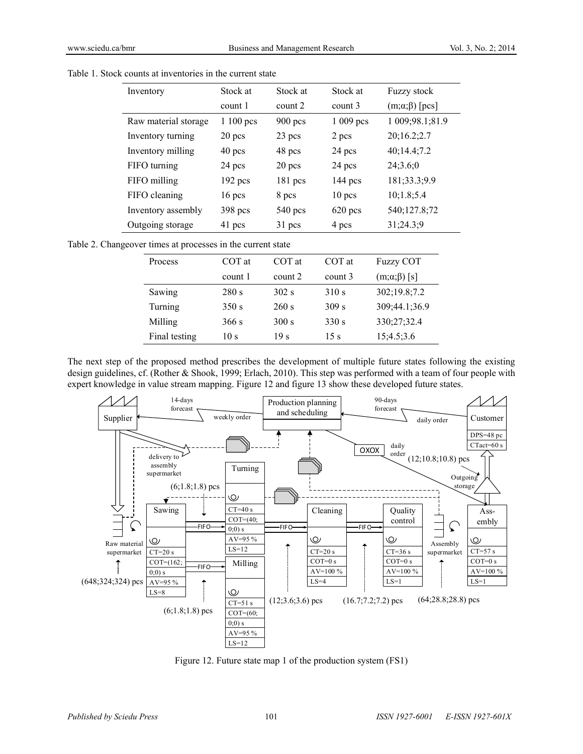Table 1. Stock counts at inventories in the current state

| Inventory | Stock at count 1 | Stock at count 2 | Stock at count 3 | Fuzzy stock (m;α;β) [pcs] |
|---|---|---|---|---|
| Raw material storage | 1 100 pcs | 900 pcs | 1 009 pcs | 1 009;98.1;81.9 |
| Inventory turning | 20 pcs | 23 pcs | 2 pcs | 20;16.2;2.7 |
| Inventory milling | 40 pcs | 48 pcs | 24 pcs | 40;14.4;7.2 |
| FIFO turning | 24 pcs | 20 pcs | 24 pcs | 24;3.6;0 |
| FIFO milling | 192 pcs | 181 pcs | 144 pcs | 181;33.3;9.9 |
| FIFO cleaning | 16 pcs | 8 pcs | 10 pcs | 10;1.8;5.4 |
| Inventory assembly | 398 pcs | 540 pcs | 620 pcs | 540;127.8;72 |
| Outgoing storage | 41 pcs | 31 pcs | 4 pcs | 31;24.3;9 |

Table 2. Changeover times at processes in the current state

| Process | COT at count 1 | COT at count 2 | COT at count 3 | Fuzzy COT (m;α;β) [s] |
|---|---|---|---|---|
| Sawing | 280 s | 302 s | 310 s | 302;19.8;7.2 |
| Turning | 350 s | 260 s | 309 s | 309;44.1;36.9 |
| Milling | 366 s | 300 s | 330 s | 330;27;32.4 |
| Final testing | 10 s | 19 s | 15 s | 15;4.5;3.6 |

The next step of the proposed method prescribes the development of multiple future states following the existing design guidelines, cf. (Rother & Shook, 1999; Erlach, 2010). This step was performed with a team of four people with expert knowledge in value stream mapping. Figure 12 and figure 13 show these developed future states.

Figure 12. Future state map 1 of the production system (FS1)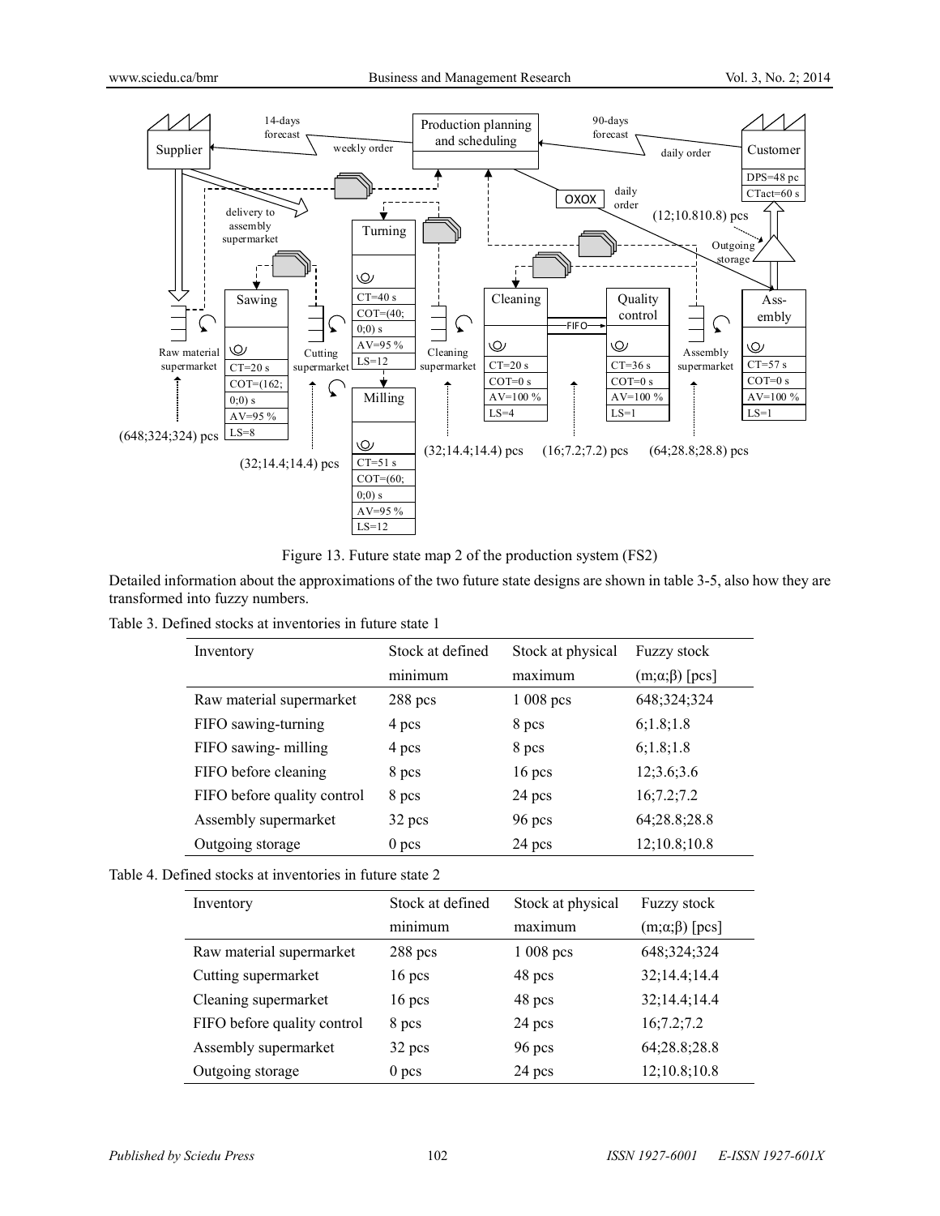Figure 13. Future state map 2 of the production system (FS2)

Detailed information about the approximations of the two future state designs are shown in table 3-5, also how they are transformed into fuzzy numbers.

Table 3. Defined stocks at inventories in future state 1

| Inventory | Stock at defined minimum | Stock at physical maximum | Fuzzy stock (m;α;β) [pcs] |
|---|---|---|---|
| Raw material supermarket | 288 pcs | 1 008 pcs | 648;324;324 |
| FIFO sawing-turning | 4 pcs | 8 pcs | 6;1.8;1.8 |
| FIFO sawing- milling | 4 pcs | 8 pcs | 6;1.8;1.8 |
| FIFO before cleaning | 8 pcs | 16 pcs | 12;3.6;3.6 |
| FIFO before quality control | 8 pcs | 24 pcs | 16;7.2;7.2 |
| Assembly supermarket | 32 pcs | 96 pcs | 64;28.8;28.8 |
| Outgoing storage | 0 pcs | 24 pcs | 12;10.8;10.8 |

Table 4. Defined stocks at inventories in future state 2

| Inventory | Stock at defined minimum | Stock at physical maximum | Fuzzy stock (m;α;β) [pcs] |
|---|---|---|---|
| Raw material supermarket | 288 pcs | 1 008 pcs | 648;324;324 |
| Cutting supermarket | 16 pcs | 48 pcs | 32;14.4;14.4 |
| Cleaning supermarket | 16 pcs | 48 pcs | 32;14.4;14.4 |
| FIFO before quality control | 8 pcs | 24 pcs | 16;7.2;7.2 |
| Assembly supermarket | 32 pcs | 96 pcs | 64;28.8;28.8 |
| Outgoing storage | 0 pcs | 24 pcs | 12;10.8;10.8 |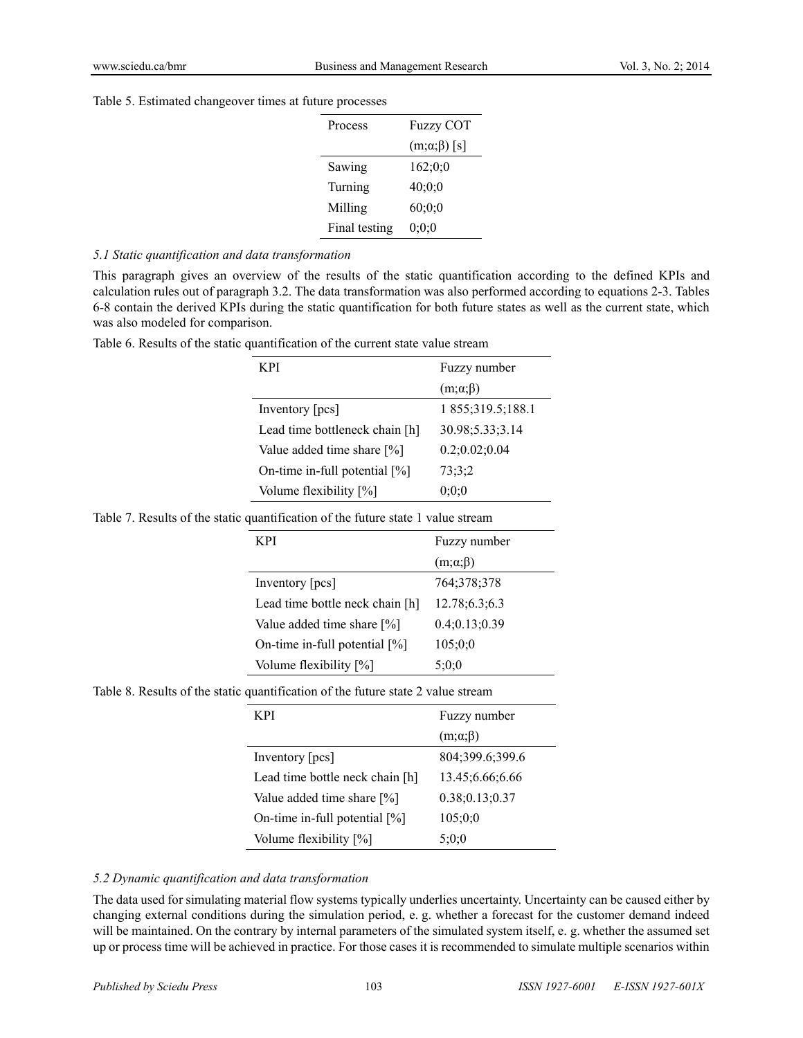Table 5. Estimated changeover times at future processes

| Process | Fuzzy COT (m;α;β) [s] |
|---|---|
| Sawing | 162;0;0 |
| Turning | 40;0;0 |
| Milling | 60;0;0 |
| Final testing | 0;0;0 |

*5.1 Static quantification and data transformation*

This paragraph gives an overview of the results of the static quantification according to the defined KPIs and calculation rules out of paragraph 3.2. The data transformation was also performed according to equations 2-3. Tables 6-8 contain the derived KPIs during the static quantification for both future states as well as the current state, which was also modeled for comparison.

Table 6. Results of the static quantification of the current state value stream

| KPI | Fuzzy number (m;α;β) |
|---|---|
| Inventory [pcs] | 1 855;319.5;188.1 |
| Lead time bottleneck chain [h] | 30.98;5.33;3.14 |
| Value added time share [%] | 0.2;0.02;0.04 |
| On-time in-full potential [%] | 73;3;2 |
| Volume flexibility [%] | 0;0;0 |

Table 7. Results of the static quantification of the future state 1 value stream

| KPI | Fuzzy number (m;α;β) |
|---|---|
| Inventory [pcs] | 764;378;378 |
| Lead time bottle neck chain [h] | 12.78;6.3;6.3 |
| Value added time share [%] | 0.4;0.13;0.39 |
| On-time in-full potential [%] | 105;0;0 |
| Volume flexibility [%] | 5;0;0 |

Table 8. Results of the static quantification of the future state 2 value stream

| KPI | Fuzzy number (m;α;β) |
|---|---|
| Inventory [pcs] | 804;399.6;399.6 |
| Lead time bottle neck chain [h] | 13.45;6.66;6.66 |
| Value added time share [%] | 0.38;0.13;0.37 |
| On-time in-full potential [%] | 105;0;0 |
| Volume flexibility [%] | 5;0;0 |

*5.2 Dynamic quantification and data transformation*

The data used for simulating material flow systems typically underlies uncertainty. Uncertainty can be caused either by changing external conditions during the simulation period, e. g. whether a forecast for the customer demand indeed will be maintained. On the contrary by internal parameters of the simulated system itself, e. g. whether the assumed set up or process time will be achieved in practice. For those cases it is recommended to simulate multiple scenarios within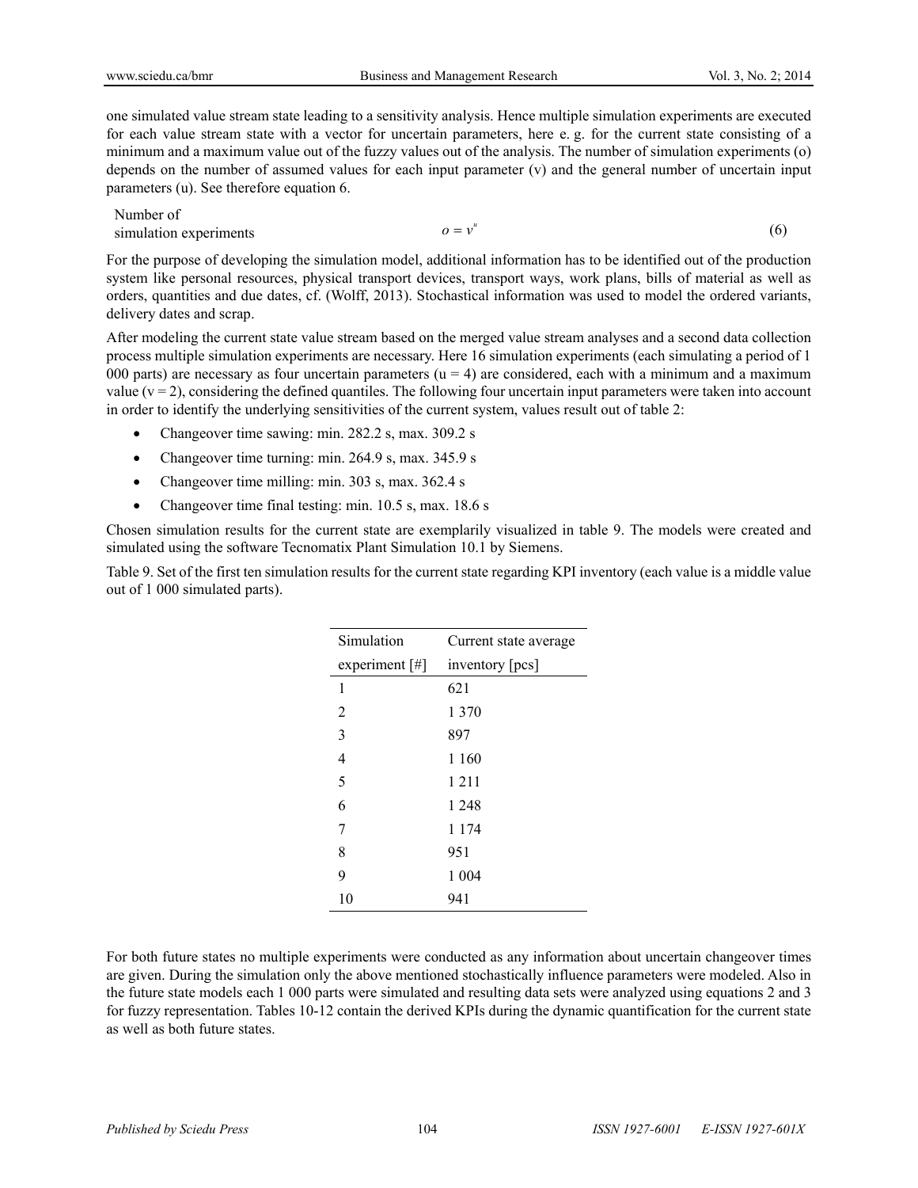one simulated value stream state leading to a sensitivity analysis. Hence multiple simulation experiments are executed for each value stream state with a vector for uncertain parameters, here e. g. for the current state consisting of a minimum and a maximum value out of the fuzzy values out of the analysis. The number of simulation experiments (o) depends on the number of assumed values for each input parameter (v) and the general number of uncertain input parameters (u). See therefore equation 6.

Number of simulation experiments

$$o = v^{u} \tag{6}$$

For the purpose of developing the simulation model, additional information has to be identified out of the production system like personal resources, physical transport devices, transport ways, work plans, bills of material as well as orders, quantities and due dates, cf. (Wolff, 2013). Stochastical information was used to model the ordered variants, delivery dates and scrap.

After modeling the current state value stream based on the merged value stream analyses and a second data collection process multiple simulation experiments are necessary. Here 16 simulation experiments (each simulating a period of 1 000 parts) are necessary as four uncertain parameters ($u = 4$) are considered, each with a minimum and a maximum value ($v = 2$), considering the defined quantiles. The following four uncertain input parameters were taken into account in order to identify the underlying sensitivities of the current system, values result out of table 2:

- Changeover time sawing: min. 282.2 s, max. 309.2 s
- Changeover time turning: min. 264.9 s, max. 345.9 s
- Changeover time milling: min. 303 s, max. 362.4 s
- Changeover time final testing: min. 10.5 s, max. 18.6 s

Chosen simulation results for the current state are exemplarily visualized in table 9. The models were created and simulated using the software Tecnomatix Plant Simulation 10.1 by Siemens.

Table 9. Set of the first ten simulation results for the current state regarding KPI inventory (each value is a middle value out of 1 000 simulated parts).

| Simulation experiment [#] | Current state average inventory [pcs] |
|---|---|
| 1 | 621 |
| 2 | 1 370 |
| 3 | 897 |
| 4 | 1 160 |
| 5 | 1 211 |
| 6 | 1 248 |
| 7 | 1 174 |
| 8 | 951 |
| 9 | 1 004 |
| 10 | 941 |

For both future states no multiple experiments were conducted as any information about uncertain changeover times are given. During the simulation only the above mentioned stochastically influence parameters were modeled. Also in the future state models each 1 000 parts were simulated and resulting data sets were analyzed using equations 2 and 3 for fuzzy representation. Tables 10-12 contain the derived KPIs during the dynamic quantification for the current state as well as both future states.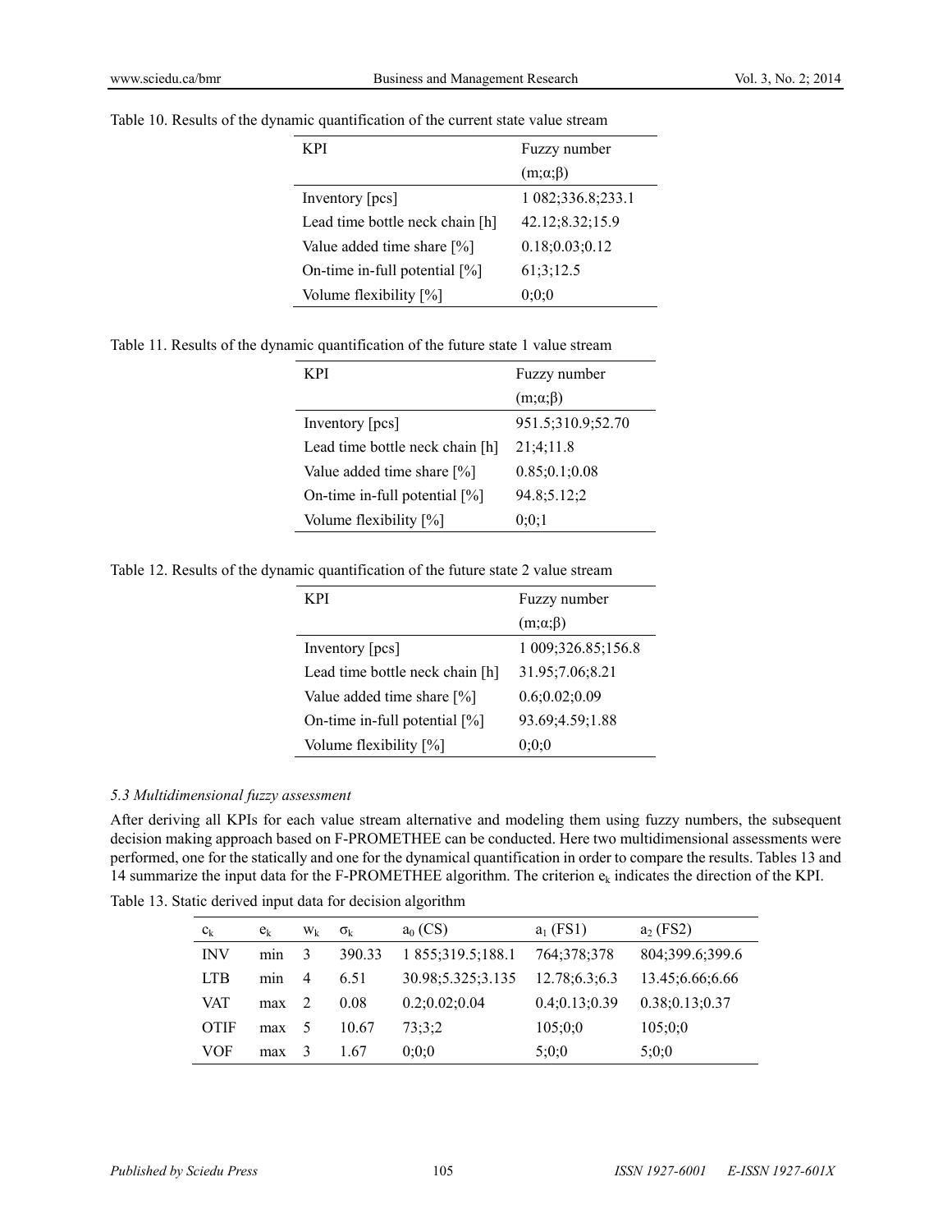Table 10. Results of the dynamic quantification of the current state value stream

| KPI | Fuzzy number (m;α;β) |
|---|---|
| Inventory [pcs] | 1 082;336.8;233.1 |
| Lead time bottle neck chain [h] | 42.12;8.32;15.9 |
| Value added time share [%] | 0.18;0.03;0.12 |
| On-time in-full potential [%] | 61;3;12.5 |
| Volume flexibility [%] | 0;0;0 |

Table 11. Results of the dynamic quantification of the future state 1 value stream

| KPI | Fuzzy number (m;α;β) |
|---|---|
| Inventory [pcs] | 951.5;310.9;52.70 |
| Lead time bottle neck chain [h] | 21;4;11.8 |
| Value added time share [%] | 0.85;0.1;0.08 |
| On-time in-full potential [%] | 94.8;5.12;2 |
| Volume flexibility [%] | 0;0;1 |

Table 12. Results of the dynamic quantification of the future state 2 value stream

| KPI | Fuzzy number (m;α;β) |
|---|---|
| Inventory [pcs] | 1 009;326.85;156.8 |
| Lead time bottle neck chain [h] | 31.95;7.06;8.21 |
| Value added time share [%] | 0.6;0.02;0.09 |
| On-time in-full potential [%] | 93.69;4.59;1.88 |
| Volume flexibility [%] | 0;0;0 |

### *5.3 Multidimensional fuzzy assessment*

After deriving all KPIs for each value stream alternative and modeling them using fuzzy numbers, the subsequent decision making approach based on F-PROMETHEE can be conducted. Here two multidimensional assessments were performed, one for the statically and one for the dynamical quantification in order to compare the results. Tables 13 and 14 summarize the input data for the F-PROMETHEE algorithm. The criterion $e_k$ indicates the direction of the KPI.

Table 13. Static derived input data for decision algorithm

| $c_k$ | $e_k$ | $w_k$ | $\sigma_k$ | $a_0$ (CS) | $a_1$ (FS1) | $a_2$ (FS2) |
|---|---|---|---|---|---|---|
| INV | min | 3 | 390.33 | 1 855;319.5;188.1 | 764;378;378 | 804;399.6;399.6 |
| LTB | min | 4 | 6.51 | 30.98;5.325;3.135 | 12.78;6.3;6.3 | 13.45;6.66;6.66 |
| VAT | max | 2 | 0.08 | 0.2;0.02;0.04 | 0.4;0.13;0.39 | 0.38;0.13;0.37 |
| OTIF | max | 5 | 10.67 | 73;3;2 | 105;0;0 | 105;0;0 |
| VOF | max | 3 | 1.67 | 0;0;0 | 5;0;0 | 5;0;0 |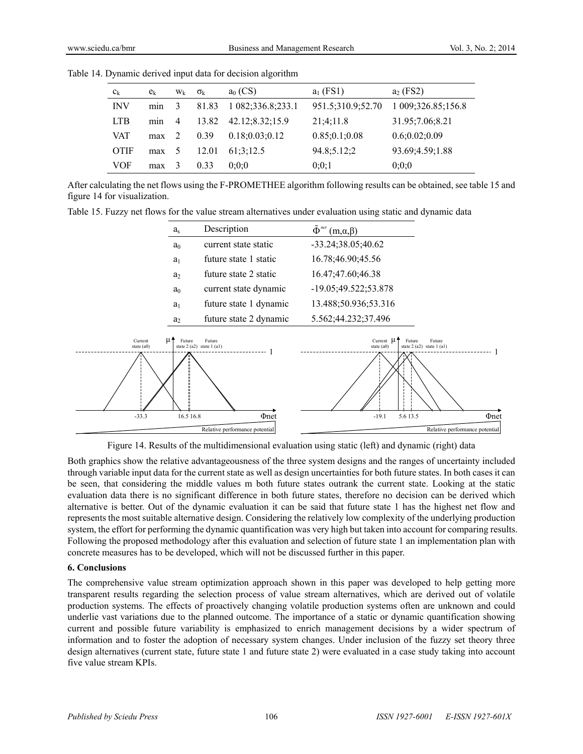Table 14. Dynamic derived input data for decision algorithm

| $c_k$ | $e_k$ | $w_k$ | $\sigma_k$ | $a_0$ (CS) | $a_1$ (FS1) | $a_2$ (FS2) |
|---|---|---|---|---|---|---|
| INV | min | 3 | 81.83 | 1 082;336.8;233.1 | 951.5;310.9;52.70 | 1 009;326.85;156.8 |
| LTB | min | 4 | 13.82 | 42.12;8.32;15.9 | 21;4;11.8 | 31.95;7.06;8.21 |
| VAT | max | 2 | 0.39 | 0.18;0.03;0.12 | 0.85;0.1;0.08 | 0.6;0.02;0.09 |
| OTIF | max | 5 | 12.01 | 61;3;12.5 | 94.8;5.12;2 | 93.69;4.59;1.88 |
| VOF | max | 3 | 0.33 | 0;0;0 | 0;0;1 | 0;0;0 |

After calculating the net flows using the F-PROMETHEE algorithm following results can be obtained, see table 15 and figure 14 for visualization.

Table 15. Fuzzy net flows for the value stream alternatives under evaluation using static and dynamic data

| $a_s$ | Description | $\tilde{\Phi}^{net}$ $(m,\alpha,\beta)$ |
|---|---|---|
| $a_0$ | current state static | -33.24;38.05;40.62 |
| $a_1$ | future state 1 static | 16.78;46.90;45.56 |
| $a_2$ | future state 2 static | 16.47;47.60;46.38 |
| $a_0$ | current state dynamic | -19.05;49.522;53.878 |
| $a_1$ | future state 1 dynamic | 13.488;50.936;53.316 |
| $a_2$ | future state 2 dynamic | 5.562;44.232;37.496 |

Figure 14. Results of the multidimensional evaluation using static (left) and dynamic (right) data

Both graphics show the relative advantageousness of the three system designs and the ranges of uncertainty included through variable input data for the current state as well as design uncertainties for both future states. In both cases it can be seen, that considering the middle values m both future states outrank the current state. Looking at the static evaluation data there is no significant difference in both future states, therefore no decision can be derived which alternative is better. Out of the dynamic evaluation it can be said that future state 1 has the highest net flow and represents the most suitable alternative design. Considering the relatively low complexity of the underlying production system, the effort for performing the dynamic quantification was very high but taken into account for comparing results. Following the proposed methodology after this evaluation and selection of future state 1 an implementation plan with concrete measures has to be developed, which will not be discussed further in this paper.

## 6. Conclusions

The comprehensive value stream optimization approach shown in this paper was developed to help getting more transparent results regarding the selection process of value stream alternatives, which are derived out of volatile production systems. The effects of proactively changing volatile production systems often are unknown and could underlie vast variations due to the planned outcome. The importance of a static or dynamic quantification showing current and possible future variability is emphasized to enrich management decisions by a wider spectrum of information and to foster the adoption of necessary system changes. Under inclusion of the fuzzy set theory three design alternatives (current state, future state 1 and future state 2) were evaluated in a case study taking into account five value stream KPIs.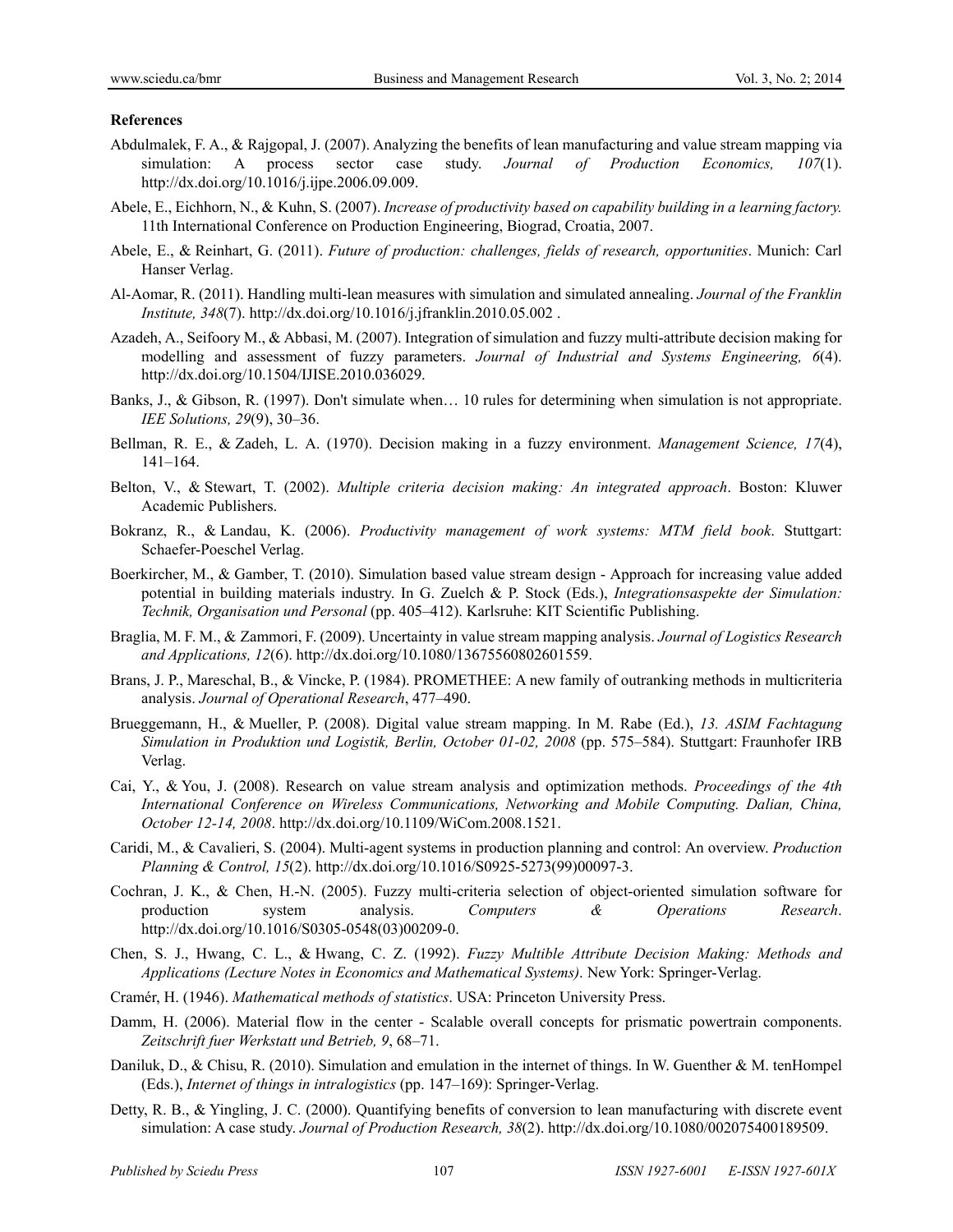**References**

Abdulmalek, F. A., & Rajgopal, J. (2007). Analyzing the benefits of lean manufacturing and value stream mapping via simulation: A process sector case study. *Journal of Production Economics, 107*(1). http://dx.doi.org/10.1016/j.ijpe.2006.09.009.

Abele, E., Eichhorn, N., & Kuhn, S. (2007). *Increase of productivity based on capability building in a learning factory.* 11th International Conference on Production Engineering, Biograd, Croatia, 2007.

Abele, E., & Reinhart, G. (2011). *Future of production: challenges, fields of research, opportunities*. Munich: Carl Hanser Verlag.

Al-Aomar, R. (2011). Handling multi-lean measures with simulation and simulated annealing. *Journal of the Franklin Institute, 348*(7). http://dx.doi.org/10.1016/j.jfranklin.2010.05.002 .

Azadeh, A., Seifoory M., & Abbasi, M. (2007). Integration of simulation and fuzzy multi-attribute decision making for modelling and assessment of fuzzy parameters. *Journal of Industrial and Systems Engineering, 6*(4). http://dx.doi.org/10.1504/IJISE.2010.036029.

Banks, J., & Gibson, R. (1997). Don't simulate when… 10 rules for determining when simulation is not appropriate. *IEE Solutions, 29*(9), 30–36.

Bellman, R. E., & Zadeh, L. A. (1970). Decision making in a fuzzy environment. *Management Science, 17*(4), 141–164.

Belton, V., & Stewart, T. (2002). *Multiple criteria decision making: An integrated approach*. Boston: Kluwer Academic Publishers.

Bokranz, R., & Landau, K. (2006). *Productivity management of work systems: MTM field book*. Stuttgart: Schaefer-Poeschel Verlag.

Boerkircher, M., & Gamber, T. (2010). Simulation based value stream design - Approach for increasing value added potential in building materials industry. In G. Zuelch & P. Stock (Eds.), *Integrationsaspekte der Simulation: Technik, Organisation und Personal* (pp. 405–412). Karlsruhe: KIT Scientific Publishing.

Braglia, M. F. M., & Zammori, F. (2009). Uncertainty in value stream mapping analysis. *Journal of Logistics Research and Applications, 12*(6). http://dx.doi.org/10.1080/13675560802601559.

Brans, J. P., Mareschal, B., & Vincke, P. (1984). PROMETHEE: A new family of outranking methods in multicriteria analysis. *Journal of Operational Research*, 477–490.

Brueggemann, H., & Mueller, P. (2008). Digital value stream mapping. In M. Rabe (Ed.), *13. ASIM Fachtagung Simulation in Produktion und Logistik, Berlin, October 01-02, 2008* (pp. 575–584). Stuttgart: Fraunhofer IRB Verlag.

Cai, Y., & You, J. (2008). Research on value stream analysis and optimization methods. *Proceedings of the 4th International Conference on Wireless Communications, Networking and Mobile Computing. Dalian, China, October 12-14, 2008*. http://dx.doi.org/10.1109/WiCom.2008.1521.

Caridi, M., & Cavalieri, S. (2004). Multi-agent systems in production planning and control: An overview. *Production Planning & Control, 15*(2). http://dx.doi.org/10.1016/S0925-5273(99)00097-3.

Cochran, J. K., & Chen, H.-N. (2005). Fuzzy multi-criteria selection of object-oriented simulation software for production system analysis. *Computers & Operations Research*. http://dx.doi.org/10.1016/S0305-0548(03)00209-0.

Chen, S. J., Hwang, C. L., & Hwang, C. Z. (1992). *Fuzzy Multible Attribute Decision Making: Methods and Applications (Lecture Notes in Economics and Mathematical Systems)*. New York: Springer-Verlag.

Cramér, H. (1946). *Mathematical methods of statistics*. USA: Princeton University Press.

Damm, H. (2006). Material flow in the center - Scalable overall concepts for prismatic powertrain components. *Zeitschrift fuer Werkstatt und Betrieb, 9*, 68–71.

Daniluk, D., & Chisu, R. (2010). Simulation and emulation in the internet of things. In W. Guenther & M. tenHompel (Eds.), *Internet of things in intralogistics* (pp. 147–169): Springer-Verlag.

Detty, R. B., & Yingling, J. C. (2000). Quantifying benefits of conversion to lean manufacturing with discrete event simulation: A case study. *Journal of Production Research, 38*(2). http://dx.doi.org/10.1080/002075400189509.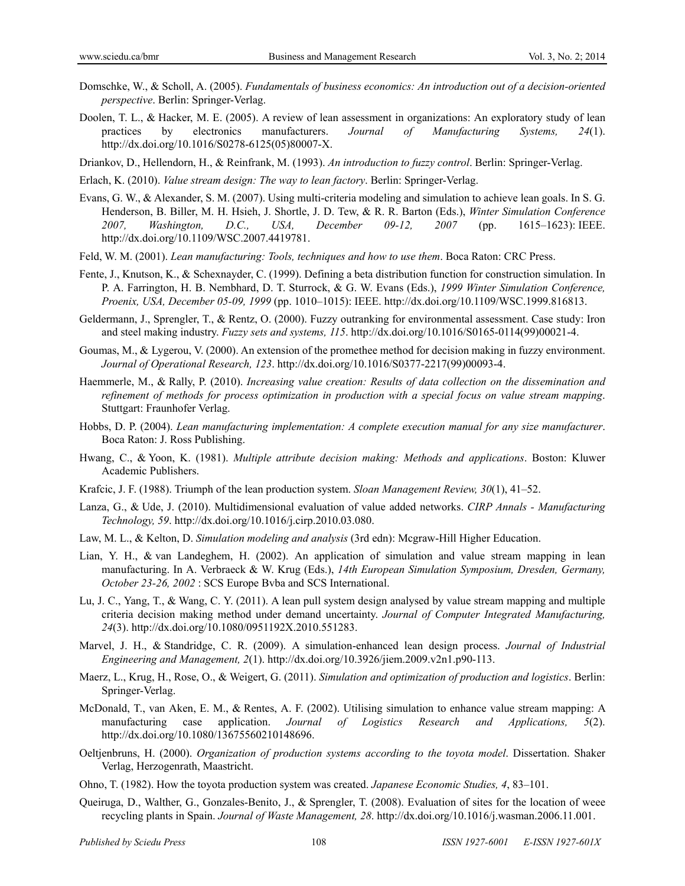Domschke, W., & Scholl, A. (2005). *Fundamentals of business economics: An introduction out of a decision-oriented perspective*. Berlin: Springer-Verlag.

Doolen, T. L., & Hacker, M. E. (2005). A review of lean assessment in organizations: An exploratory study of lean practices by electronics manufacturers. *Journal of Manufacturing Systems, 24*(1). http://dx.doi.org/10.1016/S0278-6125(05)80007-X.

Driankov, D., Hellendorn, H., & Reinfrank, M. (1993). *An introduction to fuzzy control*. Berlin: Springer-Verlag.

Erlach, K. (2010). *Value stream design: The way to lean factory*. Berlin: Springer-Verlag.

Evans, G. W., & Alexander, S. M. (2007). Using multi-criteria modeling and simulation to achieve lean goals. In S. G. Henderson, B. Biller, M. H. Hsieh, J. Shortle, J. D. Tew, & R. R. Barton (Eds.), *Winter Simulation Conference 2007, Washington, D.C., USA, December 09-12, 2007* (pp. 1615–1623): IEEE. http://dx.doi.org/10.1109/WSC.2007.4419781.

Feld, W. M. (2001). *Lean manufacturing: Tools, techniques and how to use them*. Boca Raton: CRC Press.

Fente, J., Knutson, K., & Schexnayder, C. (1999). Defining a beta distribution function for construction simulation. In P. A. Farrington, H. B. Nembhard, D. T. Sturrock, & G. W. Evans (Eds.), *1999 Winter Simulation Conference, Proenix, USA, December 05-09, 1999* (pp. 1010–1015): IEEE. http://dx.doi.org/10.1109/WSC.1999.816813.

Geldermann, J., Sprengler, T., & Rentz, O. (2000). Fuzzy outranking for environmental assessment. Case study: Iron and steel making industry. *Fuzzy sets and systems, 115*. http://dx.doi.org/10.1016/S0165-0114(99)00021-4.

Goumas, M., & Lygerou, V. (2000). An extension of the promethee method for decision making in fuzzy environment. *Journal of Operational Research, 123*. http://dx.doi.org/10.1016/S0377-2217(99)00093-4.

Haemmerle, M., & Rally, P. (2010). *Increasing value creation: Results of data collection on the dissemination and refinement of methods for process optimization in production with a special focus on value stream mapping*. Stuttgart: Fraunhofer Verlag.

Hobbs, D. P. (2004). *Lean manufacturing implementation: A complete execution manual for any size manufacturer*. Boca Raton: J. Ross Publishing.

Hwang, C., & Yoon, K. (1981). *Multiple attribute decision making: Methods and applications*. Boston: Kluwer Academic Publishers.

Krafcic, J. F. (1988). Triumph of the lean production system. *Sloan Management Review, 30*(1), 41–52.

Lanza, G., & Ude, J. (2010). Multidimensional evaluation of value added networks. *CIRP Annals - Manufacturing Technology, 59*. http://dx.doi.org/10.1016/j.cirp.2010.03.080.

Law, M. L., & Kelton, D. *Simulation modeling and analysis* (3rd edn): Mcgraw-Hill Higher Education.

Lian, Y. H., & van Landeghem, H. (2002). An application of simulation and value stream mapping in lean manufacturing. In A. Verbraeck & W. Krug (Eds.), *14th European Simulation Symposium, Dresden, Germany, October 23-26, 2002* : SCS Europe Bvba and SCS International.

Lu, J. C., Yang, T., & Wang, C. Y. (2011). A lean pull system design analysed by value stream mapping and multiple criteria decision making method under demand uncertainty. *Journal of Computer Integrated Manufacturing, 24*(3). http://dx.doi.org/10.1080/0951192X.2010.551283.

Marvel, J. H., & Standridge, C. R. (2009). A simulation-enhanced lean design process. *Journal of Industrial Engineering and Management, 2*(1). http://dx.doi.org/10.3926/jiem.2009.v2n1.p90-113.

Maerz, L., Krug, H., Rose, O., & Weigert, G. (2011). *Simulation and optimization of production and logistics*. Berlin: Springer-Verlag.

McDonald, T., van Aken, E. M., & Rentes, A. F. (2002). Utilising simulation to enhance value stream mapping: A manufacturing case application. *Journal of Logistics Research and Applications, 5*(2). http://dx.doi.org/10.1080/13675560210148696.

Oeltjenbruns, H. (2000). *Organization of production systems according to the toyota model*. Dissertation. Shaker Verlag, Herzogenrath, Maastricht.

Ohno, T. (1982). How the toyota production system was created. *Japanese Economic Studies, 4*, 83–101.

Queiruga, D., Walther, G., Gonzales-Benito, J., & Sprengler, T. (2008). Evaluation of sites for the location of weee recycling plants in Spain. *Journal of Waste Management, 28*. http://dx.doi.org/10.1016/j.wasman.2006.11.001.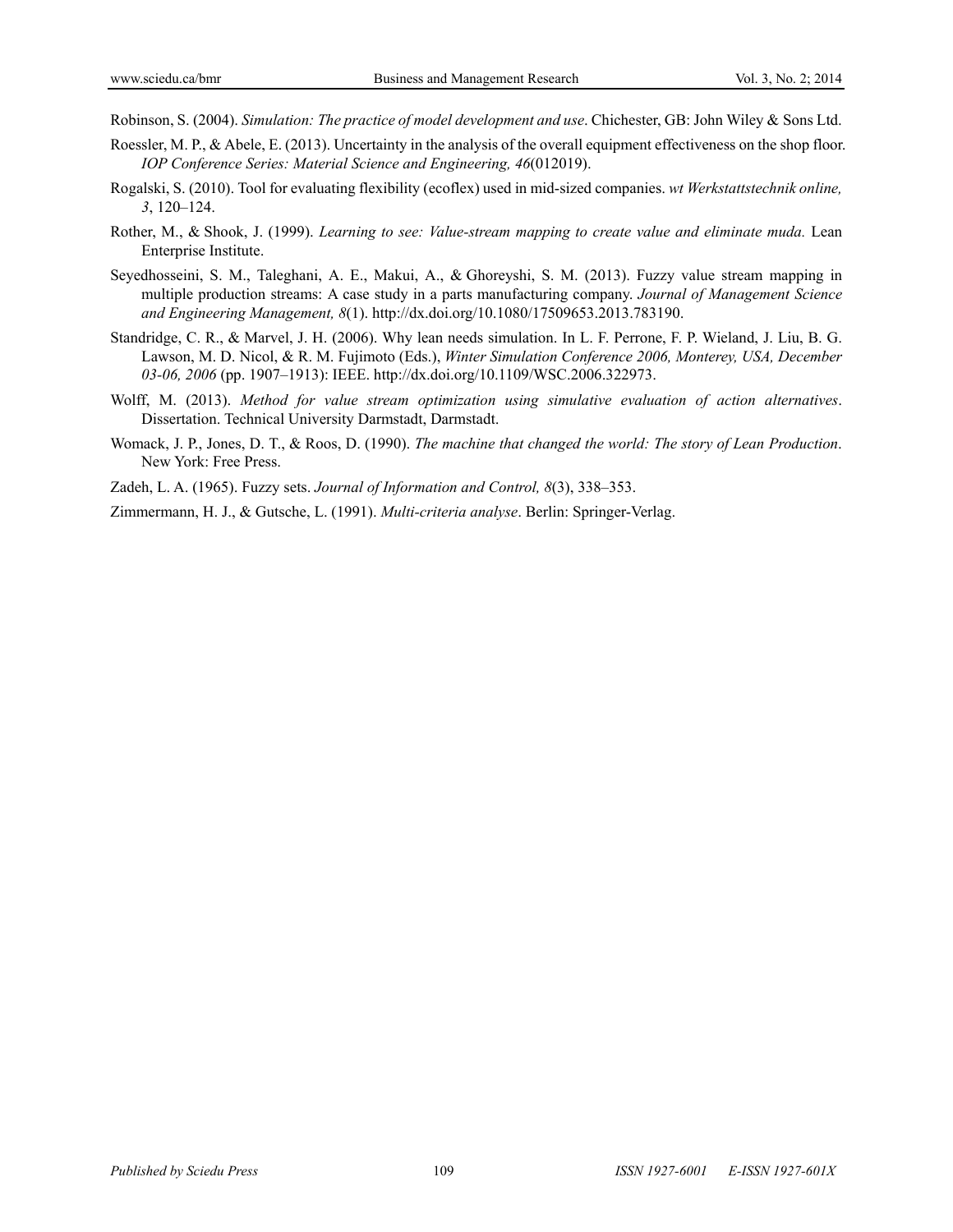Robinson, S. (2004). *Simulation: The practice of model development and use*. Chichester, GB: John Wiley & Sons Ltd.

Roessler, M. P., & Abele, E. (2013). Uncertainty in the analysis of the overall equipment effectiveness on the shop floor. *IOP Conference Series: Material Science and Engineering, 46*(012019).

Rogalski, S. (2010). Tool for evaluating flexibility (ecoflex) used in mid-sized companies. *wt Werkstattstechnik online, 3*, 120–124.

Rother, M., & Shook, J. (1999). *Learning to see: Value-stream mapping to create value and eliminate muda.* Lean Enterprise Institute.

Seyedhosseini, S. M., Taleghani, A. E., Makui, A., & Ghoreyshi, S. M. (2013). Fuzzy value stream mapping in multiple production streams: A case study in a parts manufacturing company. *Journal of Management Science and Engineering Management, 8*(1). http://dx.doi.org/10.1080/17509653.2013.783190.

Standridge, C. R., & Marvel, J. H. (2006). Why lean needs simulation. In L. F. Perrone, F. P. Wieland, J. Liu, B. G. Lawson, M. D. Nicol, & R. M. Fujimoto (Eds.), *Winter Simulation Conference 2006, Monterey, USA, December 03-06, 2006* (pp. 1907–1913): IEEE. http://dx.doi.org/10.1109/WSC.2006.322973.

Wolff, M. (2013). *Method for value stream optimization using simulative evaluation of action alternatives*. Dissertation. Technical University Darmstadt, Darmstadt.

Womack, J. P., Jones, D. T., & Roos, D. (1990). *The machine that changed the world: The story of Lean Production*. New York: Free Press.

Zadeh, L. A. (1965). Fuzzy sets. *Journal of Information and Control, 8*(3), 338–353.

Zimmermann, H. J., & Gutsche, L. (1991). *Multi-criteria analyse*. Berlin: Springer-Verlag.